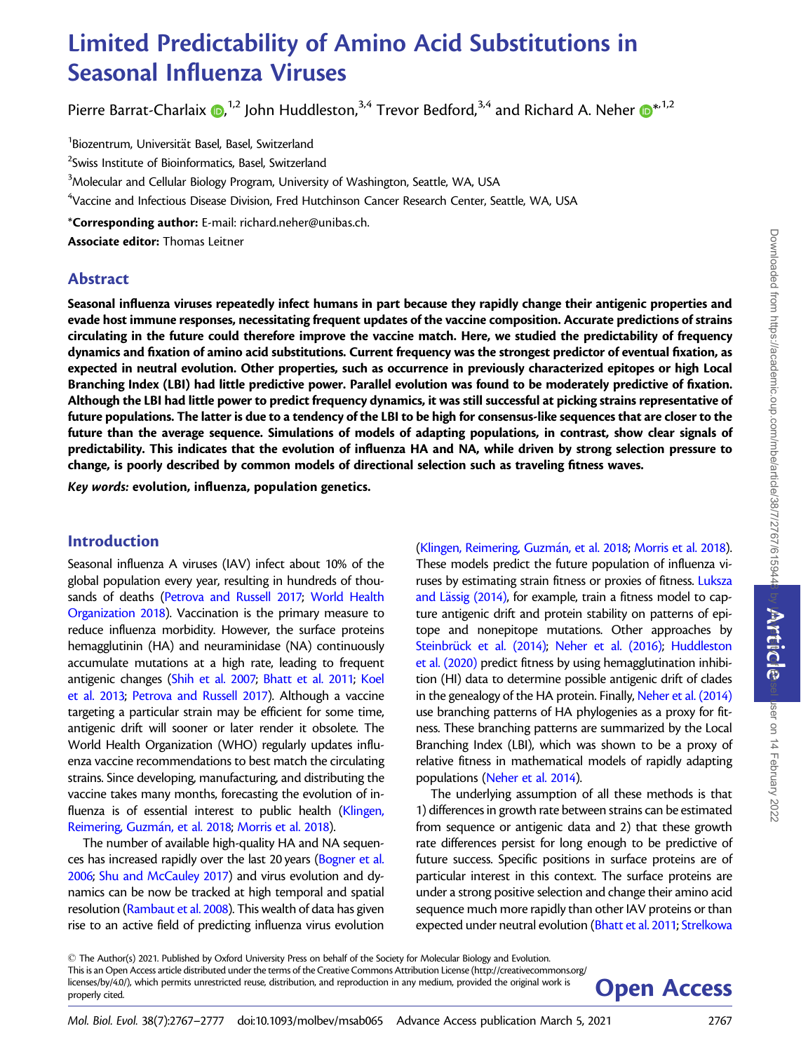# Limited Predictability of Amino Acid Substitutions in Seasonal Influenza Viruses

Pierre Barrat-Charlaix,[1,2] John Huddleston,[3,4] Trevor Bedford,[3,4] and Richard A. Neher*[1,2]

[1]Biozentrum, Universität Basel, Basel, Switzerland

[2]Swiss Institute of Bioinformatics, Basel, Switzerland

[3]Molecular and Cellular Biology Program, University of Washington, Seattle, WA, USA

[4]Vaccine and Infectious Disease Division, Fred Hutchinson Cancer Research Center, Seattle, WA, USA

***Corresponding author:** E-mail: richard.neher@unibas.ch.

**Associate editor:** Thomas Leitner

## Abstract

**Seasonal influenza viruses repeatedly infect humans in part because they rapidly change their antigenic properties and evade host immune responses, necessitating frequent updates of the vaccine composition. Accurate predictions of strains circulating in the future could therefore improve the vaccine match. Here, we studied the predictability of frequency dynamics and fixation of amino acid substitutions. Current frequency was the strongest predictor of eventual fixation, as expected in neutral evolution. Other properties, such as occurrence in previously characterized epitopes or high Local Branching Index (LBI) had little predictive power. Parallel evolution was found to be moderately predictive of fixation. Although the LBI had little power to predict frequency dynamics, it was still successful at picking strains representative of future populations. The latter is due to a tendency of the LBI to be high for consensus-like sequences that are closer to the future than the average sequence. Simulations of models of adapting populations, in contrast, show clear signals of predictability. This indicates that the evolution of influenza HA and NA, while driven by strong selection pressure to change, is poorly described by common models of directional selection such as traveling fitness waves.**

***Key words:*** **evolution, influenza, population genetics.**

## Introduction

Seasonal influenza A viruses (IAV) infect about 10% of the global population every year, resulting in hundreds of thousands of deaths (Petrova and Russell 2017; World Health Organization 2018). Vaccination is the primary measure to reduce influenza morbidity. However, the surface proteins hemagglutinin (HA) and neuraminidase (NA) continuously accumulate mutations at a high rate, leading to frequent antigenic changes (Shih et al. 2007; Bhatt et al. 2011; Koel et al. 2013; Petrova and Russell 2017). Although a vaccine targeting a particular strain may be efficient for some time, antigenic drift will sooner or later render it obsolete. The World Health Organization (WHO) regularly updates influenza vaccine recommendations to best match the circulating strains. Since developing, manufacturing, and distributing the vaccine takes many months, forecasting the evolution of influenza is of essential interest to public health (Klingen, Reimering, Guzmán, et al. 2018; Morris et al. 2018).

The number of available high-quality HA and NA sequences has increased rapidly over the last 20 years (Bogner et al. 2006; Shu and McCauley 2017) and virus evolution and dynamics can be now be tracked at high temporal and spatial resolution (Rambaut et al. 2008). This wealth of data has given rise to an active field of predicting influenza virus evolution (Klingen, Reimering, Guzmán, et al. 2018; Morris et al. 2018). These models predict the future population of influenza viruses by estimating strain fitness or proxies of fitness. Luksza and Lässig (2014), for example, train a fitness model to capture antigenic drift and protein stability on patterns of epitope and nonepitope mutations. Other approaches by Steinbrück et al. (2014); Neher et al. (2016); Huddleston et al. (2020) predict fitness by using hemagglutination inhibition (HI) data to determine possible antigenic drift of clades in the genealogy of the HA protein. Finally, Neher et al. (2014) use branching patterns of HA phylogenies as a proxy for fitness. These branching patterns are summarized by the Local Branching Index (LBI), which was shown to be a proxy of relative fitness in mathematical models of rapidly adapting populations (Neher et al. 2014).

The underlying assumption of all these methods is that 1) differences in growth rate between strains can be estimated from sequence or antigenic data and 2) that these growth rate differences persist for long enough to be predictive of future success. Specific positions in surface proteins are of particular interest in this context. The surface proteins are under a strong positive selection and change their amino acid sequence much more rapidly than other IAV proteins or than expected under neutral evolution (Bhatt et al. 2011; Strelkowa

© The Author(s) 2021. Published by Oxford University Press on behalf of the Society for Molecular Biology and Evolution. This is an Open Access article distributed under the terms of the Creative Commons Attribution License (http://creativecommons.org/licenses/by/4.0/), which permits unrestricted reuse, distribution, and reproduction in any medium, provided the original work is properly cited.

**Open Access**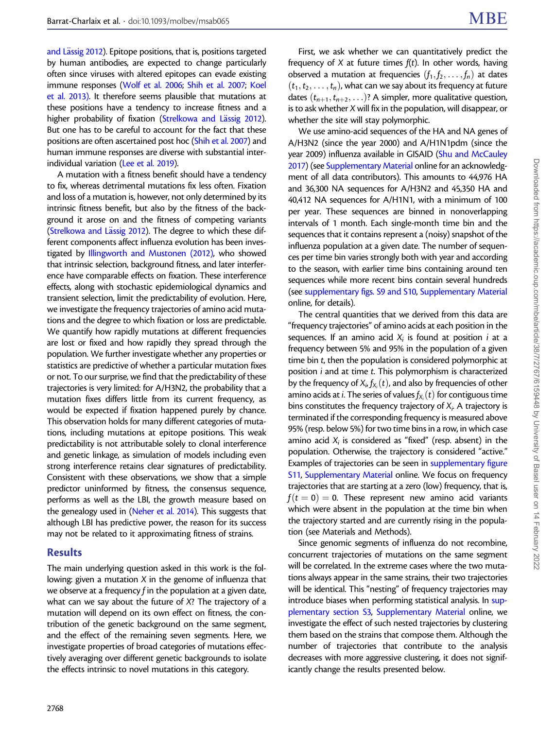and Lässig 2012). Epitope positions, that is, positions targeted by human antibodies, are expected to change particularly often since viruses with altered epitopes can evade existing immune responses (Wolf et al. 2006; Shih et al. 2007; Koel et al. 2013). It therefore seems plausible that mutations at these positions have a tendency to increase fitness and a higher probability of fixation (Strelkowa and Lässig 2012). But one has to be careful to account for the fact that these positions are often ascertained post hoc (Shih et al. 2007) and human immune responses are diverse with substantial inter-individual variation (Lee et al. 2019).

A mutation with a fitness benefit should have a tendency to fix, whereas detrimental mutations fix less often. Fixation and loss of a mutation is, however, not only determined by its intrinsic fitness benefit, but also by the fitness of the background it arose on and the fitness of competing variants (Strelkowa and Lässig 2012). The degree to which these different components affect influenza evolution has been investigated by Illingworth and Mustonen (2012), who showed that intrinsic selection, background fitness, and later interference have comparable effects on fixation. These interference effects, along with stochastic epidemiological dynamics and transient selection, limit the predictability of evolution. Here, we investigate the frequency trajectories of amino acid mutations and the degree to which fixation or loss are predictable. We quantify how rapidly mutations at different frequencies are lost or fixed and how rapidly they spread through the population. We further investigate whether any properties or statistics are predictive of whether a particular mutation fixes or not. To our surprise, we find that the predictability of these trajectories is very limited: for A/H3N2, the probability that a mutation fixes differs little from its current frequency, as would be expected if fixation happened purely by chance. This observation holds for many different categories of mutations, including mutations at epitope positions. This weak predictability is not attributable solely to clonal interference and genetic linkage, as simulation of models including even strong interference retains clear signatures of predictability. Consistent with these observations, we show that a simple predictor uninformed by fitness, the consensus sequence, performs as well as the LBI, the growth measure based on the genealogy used in (Neher et al. 2014). This suggests that although LBI has predictive power, the reason for its success may not be related to it approximating fitness of strains.

## Results

The main underlying question asked in this work is the following: given a mutation $X$ in the genome of influenza that we observe at a frequency $f$ in the population at a given date, what can we say about the future of $X$? The trajectory of a mutation will depend on its own effect on fitness, the contribution of the genetic background on the same segment, and the effect of the remaining seven segments. Here, we investigate properties of broad categories of mutations effectively averaging over different genetic backgrounds to isolate the effects intrinsic to novel mutations in this category.

First, we ask whether we can quantitatively predict the frequency of $X$ at future times $f(t)$. In other words, having observed a mutation at frequencies $(f_1, f_2, \ldots, f_n)$ at dates $(t_1, t_2, \ldots, t_n)$, what can we say about its frequency at future dates $(t_{n+1}, t_{n+2}, \ldots)$? A simpler, more qualitative question, is to ask whether $X$ will fix in the population, will disappear, or whether the site will stay polymorphic.

We use amino-acid sequences of the HA and NA genes of A/H3N2 (since the year 2000) and A/H1N1pdm (since the year 2009) influenza available in GISAID (Shu and McCauley 2017) (see Supplementary Material online for an acknowledgment of all data contributors). This amounts to 44,976 HA and 36,300 NA sequences for A/H3N2 and 45,350 HA and 40,412 NA sequences for A/H1N1, with a minimum of 100 per year. These sequences are binned in nonoverlapping intervals of 1 month. Each single-month time bin and the sequences that it contains represent a (noisy) snapshot of the influenza population at a given date. The number of sequences per time bin varies strongly both with year and according to the season, with earlier time bins containing around ten sequences while more recent bins contain several hundreds (see supplementary figs. S9 and S10, Supplementary Material online, for details).

The central quantities that we derived from this data are "frequency trajectories" of amino acids at each position in the sequences. If an amino acid $X_i$ is found at position $i$ at a frequency between 5% and 95% in the population of a given time bin $t$, then the population is considered polymorphic at position $i$ and at time $t$. This polymorphism is characterized by the frequency of $X_i$, $f_{X_i}(t)$, and also by frequencies of other amino acids at $i$. The series of values $f_{X_i}(t)$ for contiguous time bins constitutes the frequency trajectory of $X_i$. A trajectory is terminated if the corresponding frequency is measured above 95% (resp. below 5%) for two time bins in a row, in which case amino acid $X_i$ is considered as "fixed" (resp. absent) in the population. Otherwise, the trajectory is considered "active." Examples of trajectories can be seen in supplementary figure S11, Supplementary Material online. We focus on frequency trajectories that are starting at a zero (low) frequency, that is, $f(t = 0) = 0$. These represent new amino acid variants which were absent in the population at the time bin when the trajectory started and are currently rising in the population (see Materials and Methods).

Since genomic segments of influenza do not recombine, concurrent trajectories of mutations on the same segment will be correlated. In the extreme cases where the two mutations always appear in the same strains, their two trajectories will be identical. This "nesting" of frequency trajectories may introduce biases when performing statistical analysis. In supplementary section S3, Supplementary Material online, we investigate the effect of such nested trajectories by clustering them based on the strains that compose them. Although the number of trajectories that contribute to the analysis decreases with more aggressive clustering, it does not significantly change the results presented below.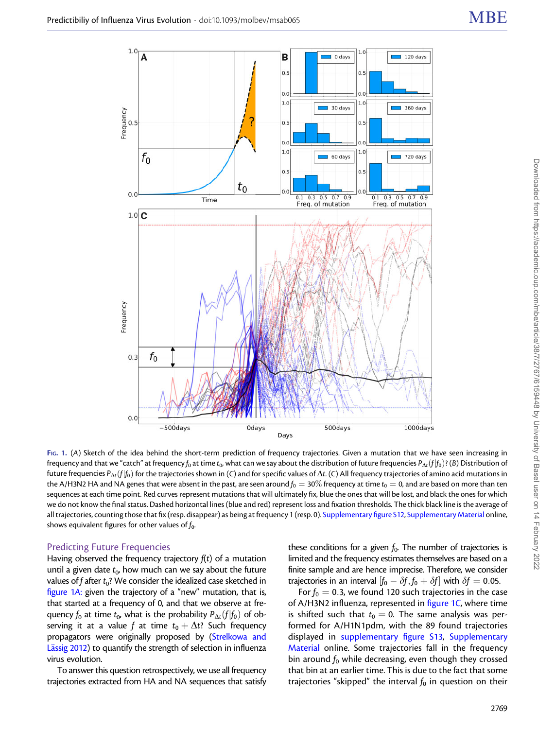A

1.0

Frequency

0.5

$f_0$

0.0

Time

$t_0$

?

B

0 days

30 days

60 days

120 days

360 days

720 days

1.0

0.5

0.0

0.1 0.3 0.5 0.7 0.9

Freq. of mutation

C

1.0

Frequency

0.3

$f_0$

0.0

−500days

0days

500days

1000days

Days

Fig. 1. (A) Sketch of the idea behind the short-term prediction of frequency trajectories. Given a mutation that we have seen increasing in frequency and that we "catch" at frequency $f_0$ at time $t_0$, what can we say about the distribution of future frequencies $P_{\Delta t}(f|f_0)$? (B) Distribution of future frequencies $P_{\Delta t}(f|f_0)$ for the trajectories shown in (C) and for specific values of $\Delta t$. (C) All frequency trajectories of amino acid mutations in the A/H3N2 HA and NA genes that were absent in the past, are seen around $f_0 = 30\%$ frequency at time $t_0 = 0$, and are based on more than ten sequences at each time point. Red curves represent mutations that will ultimately fix, blue the ones that will be lost, and black the ones for which we do not know the final status. Dashed horizontal lines (blue and red) represent loss and fixation thresholds. The thick black line is the average of all trajectories, counting those that fix (resp. disappear) as being at frequency 1 (resp. 0). Supplementary figure S12, Supplementary Material online, shows equivalent figures for other values of $f_0$.

## Predicting Future Frequencies

Having observed the frequency trajectory $f(t)$ of a mutation until a given date $t_0$, how much can we say about the future values of $f$ after $t_0$? We consider the idealized case sketched in figure 1A: given the trajectory of a "new" mutation, that is, that started at a frequency of 0, and that we observe at frequency $f_0$ at time $t_0$, what is the probability $P_{\Delta t}(f|f_0)$ of observing it at a value $f$ at time $t_0 + \Delta t$? Such frequency propagators were originally proposed by (Strelkowa and Lässig 2012) to quantify the strength of selection in influenza virus evolution.

To answer this question retrospectively, we use all frequency trajectories extracted from HA and NA sequences that satisfy these conditions for a given $f_0$. The number of trajectories is limited and the frequency estimates themselves are based on a finite sample and are hence imprecise. Therefore, we consider trajectories in an interval $[f_0 - \delta f, f_0 + \delta f]$ with $\delta f = 0.05$.

For $f_0 = 0.3$, we found 120 such trajectories in the case of A/H3N2 influenza, represented in figure 1C, where time is shifted such that $t_0 = 0$. The same analysis was performed for A/H1N1pdm, with the 89 found trajectories displayed in supplementary figure S13, Supplementary Material online. Some trajectories fall in the frequency bin around $f_0$ while decreasing, even though they crossed that bin at an earlier time. This is due to the fact that some trajectories "skipped" the interval $f_0$ in question on their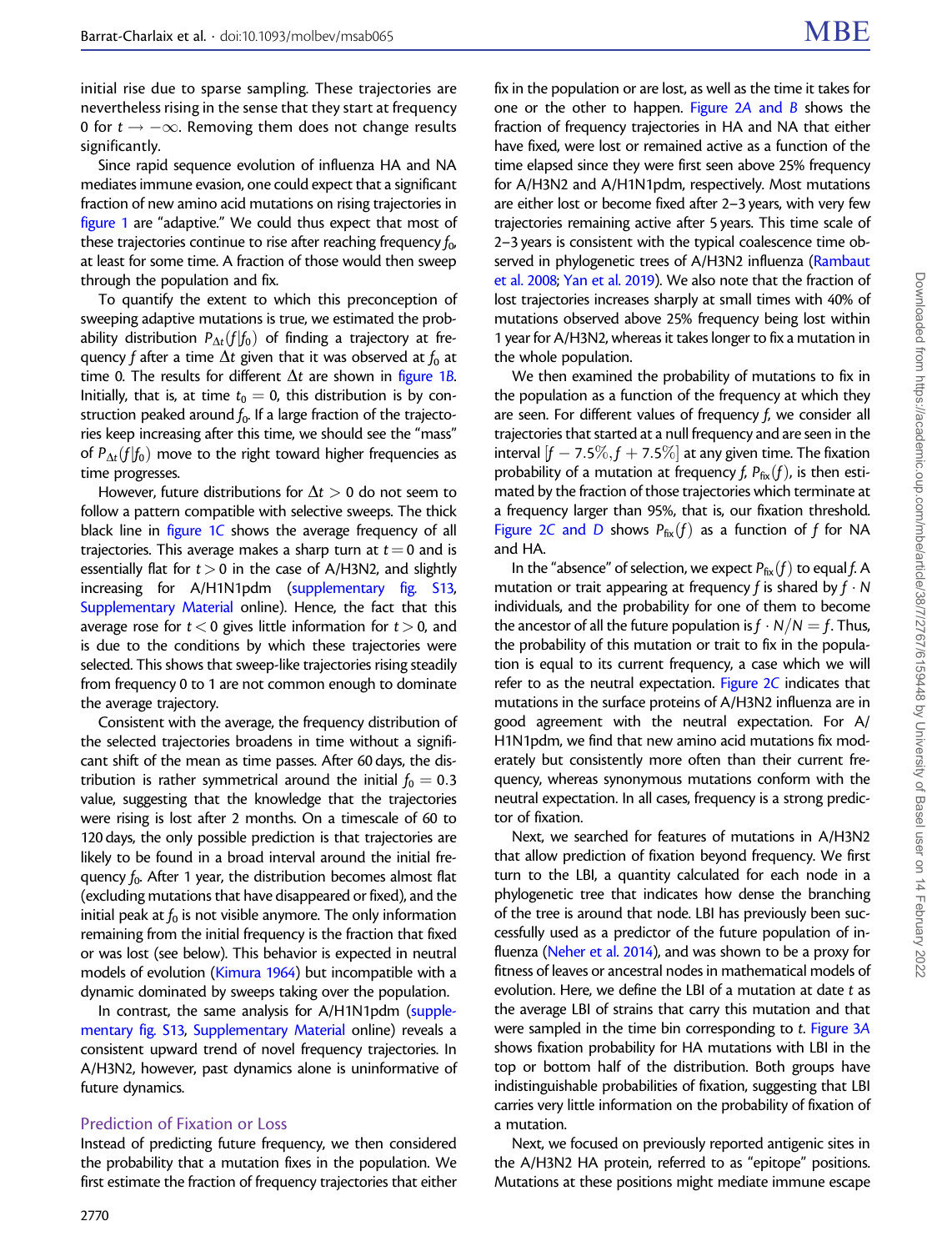initial rise due to sparse sampling. These trajectories are nevertheless rising in the sense that they start at frequency 0 for $t \to -\infty$. Removing them does not change results significantly.

Since rapid sequence evolution of influenza HA and NA mediates immune evasion, one could expect that a significant fraction of new amino acid mutations on rising trajectories in figure 1 are "adaptive." We could thus expect that most of these trajectories continue to rise after reaching frequency $f_0$, at least for some time. A fraction of those would then sweep through the population and fix.

To quantify the extent to which this preconception of sweeping adaptive mutations is true, we estimated the probability distribution $P_{\Delta t}(f|f_0)$ of finding a trajectory at frequency $f$ after a time $\Delta t$ given that it was observed at $f_0$ at time 0. The results for different $\Delta t$ are shown in figure 1B. Initially, that is, at time $t_0 = 0$, this distribution is by construction peaked around $f_0$. If a large fraction of the trajectories keep increasing after this time, we should see the "mass" of $P_{\Delta t}(f|f_0)$ move to the right toward higher frequencies as time progresses.

However, future distributions for $\Delta t > 0$ do not seem to follow a pattern compatible with selective sweeps. The thick black line in figure 1C shows the average frequency of all trajectories. This average makes a sharp turn at $t = 0$ and is essentially flat for $t > 0$ in the case of A/H3N2, and slightly increasing for A/H1N1pdm (supplementary fig. S13, Supplementary Material online). Hence, the fact that this average rose for $t < 0$ gives little information for $t > 0$, and is due to the conditions by which these trajectories were selected. This shows that sweep-like trajectories rising steadily from frequency 0 to 1 are not common enough to dominate the average trajectory.

Consistent with the average, the frequency distribution of the selected trajectories broadens in time without a significant shift of the mean as time passes. After 60 days, the distribution is rather symmetrical around the initial $f_0 = 0.3$ value, suggesting that the knowledge that the trajectories were rising is lost after 2 months. On a timescale of 60 to 120 days, the only possible prediction is that trajectories are likely to be found in a broad interval around the initial frequency $f_0$. After 1 year, the distribution becomes almost flat (excluding mutations that have disappeared or fixed), and the initial peak at $f_0$ is not visible anymore. The only information remaining from the initial frequency is the fraction that fixed or was lost (see below). This behavior is expected in neutral models of evolution (Kimura 1964) but incompatible with a dynamic dominated by sweeps taking over the population.

In contrast, the same analysis for A/H1N1pdm (supplementary fig. S13, Supplementary Material online) reveals a consistent upward trend of novel frequency trajectories. In A/H3N2, however, past dynamics alone is uninformative of future dynamics.

## Prediction of Fixation or Loss

Instead of predicting future frequency, we then considered the probability that a mutation fixes in the population. We first estimate the fraction of frequency trajectories that either fix in the population or are lost, as well as the time it takes for one or the other to happen. Figure 2A and B shows the fraction of frequency trajectories in HA and NA that either have fixed, were lost or remained active as a function of the time elapsed since they were first seen above 25% frequency for A/H3N2 and A/H1N1pdm, respectively. Most mutations are either lost or become fixed after 2–3 years, with very few trajectories remaining active after 5 years. This time scale of 2–3 years is consistent with the typical coalescence time observed in phylogenetic trees of A/H3N2 influenza (Rambaut et al. 2008; Yan et al. 2019). We also note that the fraction of lost trajectories increases sharply at small times with 40% of mutations observed above 25% frequency being lost within 1 year for A/H3N2, whereas it takes longer to fix a mutation in the whole population.

We then examined the probability of mutations to fix in the population as a function of the frequency at which they are seen. For different values of frequency $f$, we consider all trajectories that started at a null frequency and are seen in the interval $[f - 7.5\%, f + 7.5\%]$ at any given time. The fixation probability of a mutation at frequency $f$, $P_{\text{fix}}(f)$, is then estimated by the fraction of those trajectories which terminate at a frequency larger than 95%, that is, our fixation threshold. Figure 2C and D shows $P_{\text{fix}}(f)$ as a function of $f$ for NA and HA.

In the "absence" of selection, we expect $P_{\text{fix}}(f)$ to equal $f$. A mutation or trait appearing at frequency $f$ is shared by $f \cdot N$ individuals, and the probability for one of them to become the ancestor of all the future population is $f \cdot N/N = f$. Thus, the probability of this mutation or trait to fix in the population is equal to its current frequency, a case which we will refer to as the neutral expectation. Figure 2C indicates that mutations in the surface proteins of A/H3N2 influenza are in good agreement with the neutral expectation. For A/H1N1pdm, we find that new amino acid mutations fix moderately but consistently more often than their current frequency, whereas synonymous mutations conform with the neutral expectation. In all cases, frequency is a strong predictor of fixation.

Next, we searched for features of mutations in A/H3N2 that allow prediction of fixation beyond frequency. We first turn to the LBI, a quantity calculated for each node in a phylogenetic tree that indicates how dense the branching of the tree is around that node. LBI has previously been successfully used as a predictor of the future population of influenza (Neher et al. 2014), and was shown to be a proxy for fitness of leaves or ancestral nodes in mathematical models of evolution. Here, we define the LBI of a mutation at date $t$ as the average LBI of strains that carry this mutation and that were sampled in the time bin corresponding to $t$. Figure 3A shows fixation probability for HA mutations with LBI in the top or bottom half of the distribution. Both groups have indistinguishable probabilities of fixation, suggesting that LBI carries very little information on the probability of fixation of a mutation.

Next, we focused on previously reported antigenic sites in the A/H3N2 HA protein, referred to as "epitope" positions. Mutations at these positions might mediate immune escape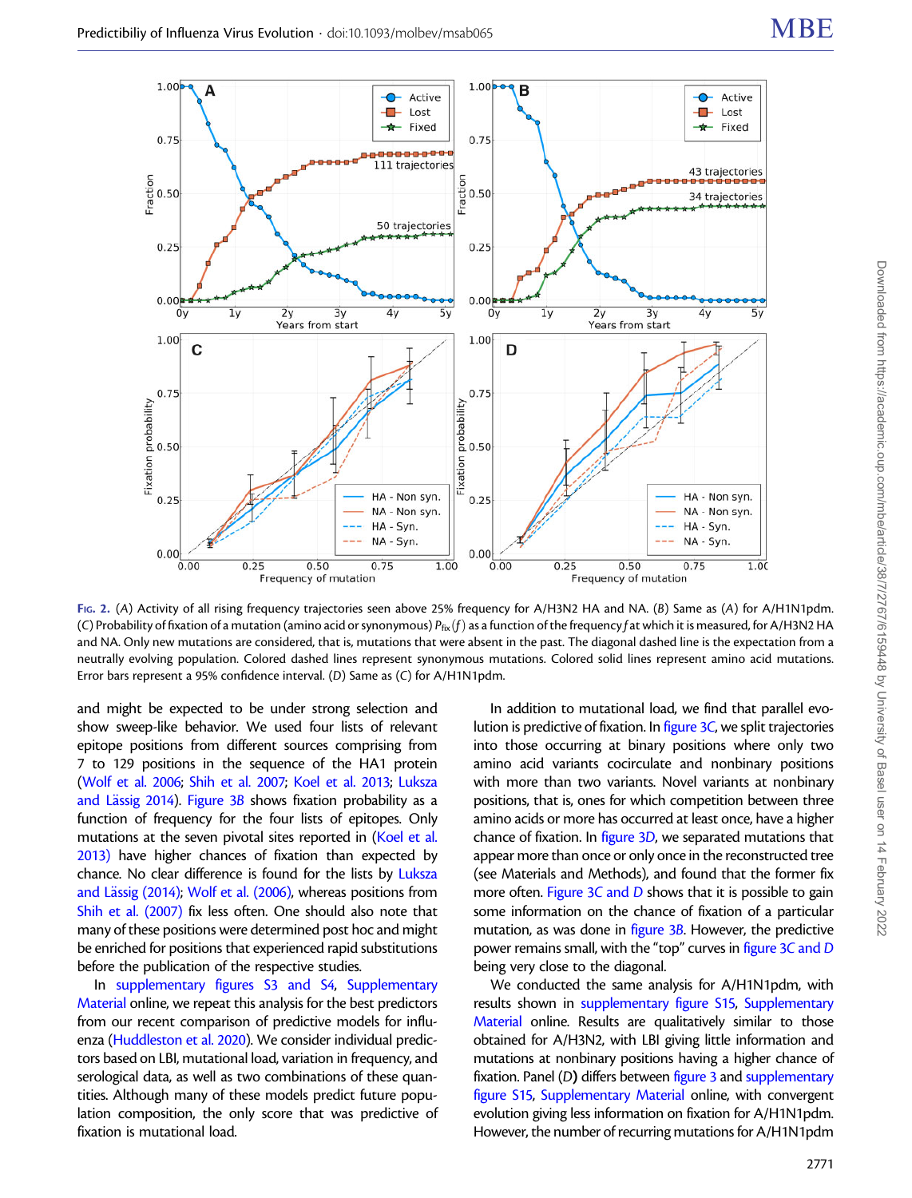A
Active
Lost
Fixed
111 trajectories
50 trajectories
Fraction
1.00
0.75
0.50
0.25
0.00
0y
1y
2y
3y
4y
5y
Years from start

B
Active
Lost
Fixed
43 trajectories
34 trajectories
Fraction
1.00
0.75
0.50
0.25
0.00
0y
1y
2y
3y
4y
5y
Years from start

C
Fixation probability
1.00
0.75
0.50
0.25
0.00
0.00
0.25
0.50
0.75
1.00
Frequency of mutation
HA - Non syn.
NA - Non syn.
HA - Syn.
NA - Syn.

D
Fixation probability
1.00
0.75
0.50
0.25
0.00
0.00
0.25
0.50
0.75
1.00
Frequency of mutation
HA - Non syn.
NA - Non syn.
HA - Syn.
NA - Syn.

FIG. 2. (A) Activity of all rising frequency trajectories seen above 25% frequency for A/H3N2 HA and NA. (B) Same as (A) for A/H1N1pdm. (C) Probability of fixation of a mutation (amino acid or synonymous) $P_{fix}(f)$ as a function of the frequency $f$ at which it is measured, for A/H3N2 HA and NA. Only new mutations are considered, that is, mutations that were absent in the past. The diagonal dashed line is the expectation from a neutrally evolving population. Colored dashed lines represent synonymous mutations. Colored solid lines represent amino acid mutations. Error bars represent a 95% confidence interval. (D) Same as (C) for A/H1N1pdm.

and might be expected to be under strong selection and show sweep-like behavior. We used four lists of relevant epitope positions from different sources comprising from 7 to 129 positions in the sequence of the HA1 protein (Wolf et al. 2006; Shih et al. 2007; Koel et al. 2013; Luksza and Lässig 2014). Figure 3B shows fixation probability as a function of frequency for the four lists of epitopes. Only mutations at the seven pivotal sites reported in (Koel et al. 2013) have higher chances of fixation than expected by chance. No clear difference is found for the lists by Luksza and Lässig (2014); Wolf et al. (2006), whereas positions from Shih et al. (2007) fix less often. One should also note that many of these positions were determined post hoc and might be enriched for positions that experienced rapid substitutions before the publication of the respective studies.

In supplementary figures S3 and S4, Supplementary Material online, we repeat this analysis for the best predictors from our recent comparison of predictive models for influenza (Huddleston et al. 2020). We consider individual predictors based on LBI, mutational load, variation in frequency, and serological data, as well as two combinations of these quantities. Although many of these models predict future population composition, the only score that was predictive of fixation is mutational load.

In addition to mutational load, we find that parallel evolution is predictive of fixation. In figure 3C, we split trajectories into those occurring at binary positions where only two amino acid variants cocirculate and nonbinary positions with more than two variants. Novel variants at nonbinary positions, that is, ones for which competition between three amino acids or more has occurred at least once, have a higher chance of fixation. In figure 3D, we separated mutations that appear more than once or only once in the reconstructed tree (see Materials and Methods), and found that the former fix more often. Figure 3C and D shows that it is possible to gain some information on the chance of fixation of a particular mutation, as was done in figure 3B. However, the predictive power remains small, with the "top" curves in figure 3C and D being very close to the diagonal.

We conducted the same analysis for A/H1N1pdm, with results shown in supplementary figure S15, Supplementary Material online. Results are qualitatively similar to those obtained for A/H3N2, with LBI giving little information and mutations at nonbinary positions having a higher chance of fixation. Panel (D) differs between figure 3 and supplementary figure S15, Supplementary Material online, with convergent evolution giving less information on fixation for A/H1N1pdm. However, the number of recurring mutations for A/H1N1pdm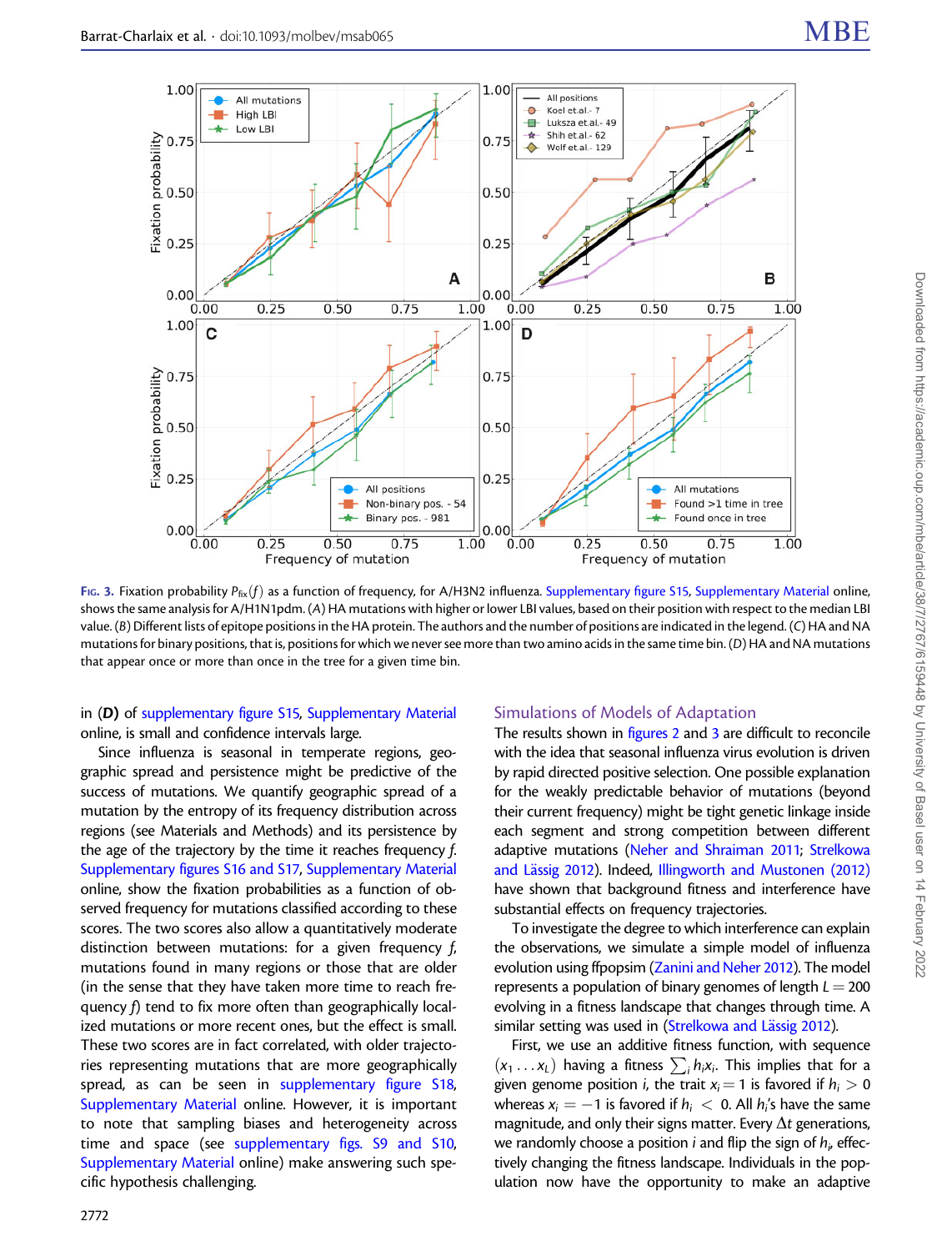A
All mutations
High LBI
Low LBI
Fixation probability
0.00 0.25 0.50 0.75 1.00

B
All positions
Koel et al. - 7
Luksza et al. - 49
Shih et al. - 62
Wolf et al. - 129

C
All positions
Non-binary pos. - 54
Binary pos. - 981
Frequency of mutation

D
All mutations
Found >1 time in tree
Found once in tree
Frequency of mutation

FIG. 3. Fixation probability $P_{\mathrm{fix}}(f)$ as a function of frequency, for A/H3N2 influenza. Supplementary figure S15, Supplementary Material online, shows the same analysis for A/H1N1pdm. (*A*) HA mutations with higher or lower LBI values, based on their position with respect to the median LBI value. (*B*) Different lists of epitope positions in the HA protein. The authors and the number of positions are indicated in the legend. (*C*) HA and NA mutations for binary positions, that is, positions for which we never see more than two amino acids in the same time bin. (*D*) HA and NA mutations that appear once or more than once in the tree for a given time bin.

in (***D***) of supplementary figure S15, Supplementary Material online, is small and confidence intervals large.

Since influenza is seasonal in temperate regions, geographic spread and persistence might be predictive of the success of mutations. We quantify geographic spread of a mutation by the entropy of its frequency distribution across regions (see Materials and Methods) and its persistence by the age of the trajectory by the time it reaches frequency *f*. Supplementary figures S16 and S17, Supplementary Material online, show the fixation probabilities as a function of observed frequency for mutations classified according to these scores. The two scores also allow a quantitatively moderate distinction between mutations: for a given frequency *f*, mutations found in many regions or those that are older (in the sense that they have taken more time to reach frequency *f*) tend to fix more often than geographically localized mutations or more recent ones, but the effect is small. These two scores are in fact correlated, with older trajectories representing mutations that are more geographically spread, as can be seen in supplementary figure S18, Supplementary Material online. However, it is important to note that sampling biases and heterogeneity across time and space (see supplementary figs. S9 and S10, Supplementary Material online) make answering such specific hypothesis challenging.

## Simulations of Models of Adaptation

The results shown in figures 2 and 3 are difficult to reconcile with the idea that seasonal influenza virus evolution is driven by rapid directed positive selection. One possible explanation for the weakly predictable behavior of mutations (beyond their current frequency) might be tight genetic linkage inside each segment and strong competition between different adaptive mutations (Neher and Shraiman 2011; Strelkowa and Lässig 2012). Indeed, Illingworth and Mustonen (2012) have shown that background fitness and interference have substantial effects on frequency trajectories.

To investigate the degree to which interference can explain the observations, we simulate a simple model of influenza evolution using ffpopsim (Zanini and Neher 2012). The model represents a population of binary genomes of length $L = 200$ evolving in a fitness landscape that changes through time. A similar setting was used in (Strelkowa and Lässig 2012).

First, we use an additive fitness function, with sequence $(x_1 \ldots x_L)$ having a fitness $\sum_i h_i x_i$. This implies that for a given genome position $i$, the trait $x_i = 1$ is favored if $h_i > 0$ whereas $x_i = -1$ is favored if $h_i < 0$. All $h_i$'s have the same magnitude, and only their signs matter. Every $\Delta t$ generations, we randomly choose a position $i$ and flip the sign of $h_i$, effectively changing the fitness landscape. Individuals in the population now have the opportunity to make an adaptive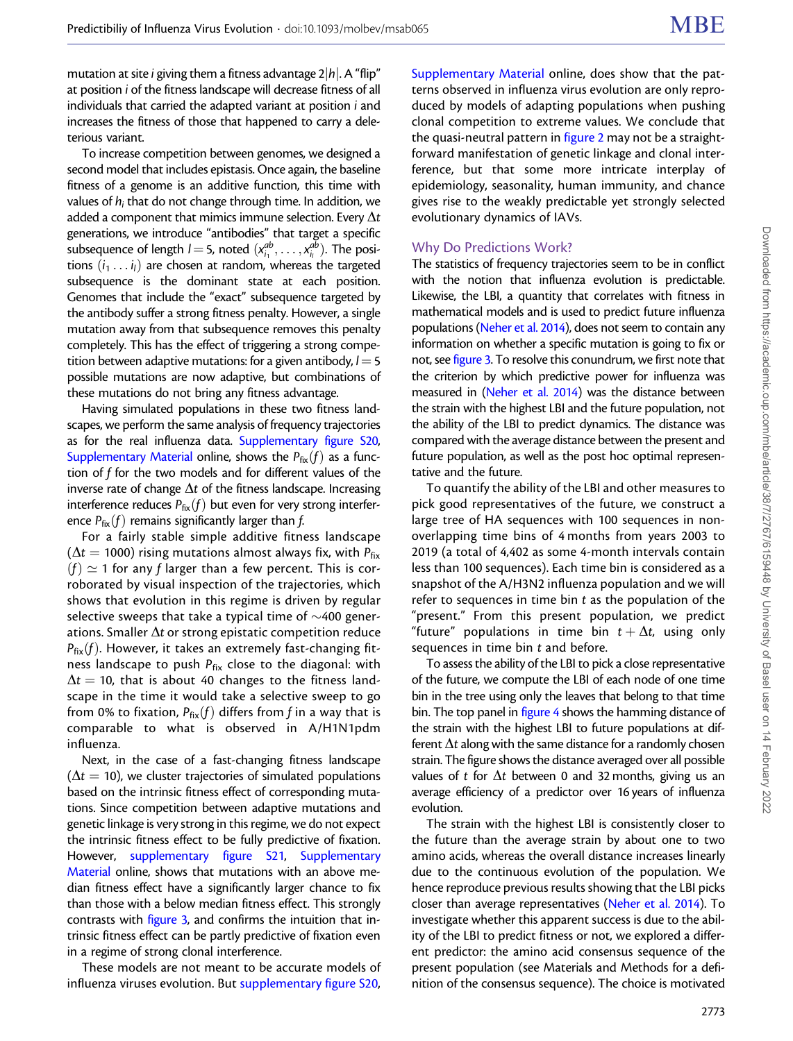mutation at site $i$ giving them a fitness advantage $2|h|$. A "flip" at position $i$ of the fitness landscape will decrease fitness of all individuals that carried the adapted variant at position $i$ and increases the fitness of those that happened to carry a deleterious variant.

To increase competition between genomes, we designed a second model that includes epistasis. Once again, the baseline fitness of a genome is an additive function, this time with values of $h_i$ that do not change through time. In addition, we added a component that mimics immune selection. Every $\Delta t$ generations, we introduce "antibodies" that target a specific subsequence of length $l = 5$, noted $(x^{ab}_{i_1}, \ldots, x^{ab}_{i_l})$. The positions $(i_1 \ldots i_l)$ are chosen at random, whereas the targeted subsequence is the dominant state at each position. Genomes that include the "exact" subsequence targeted by the antibody suffer a strong fitness penalty. However, a single mutation away from that subsequence removes this penalty completely. This has the effect of triggering a strong competition between adaptive mutations: for a given antibody, $l = 5$ possible mutations are now adaptive, but combinations of these mutations do not bring any fitness advantage.

Having simulated populations in these two fitness landscapes, we perform the same analysis of frequency trajectories as for the real influenza data. Supplementary figure S20, Supplementary Material online, shows the $P_{\mathrm{fix}}(f)$ as a function of $f$ for the two models and for different values of the inverse rate of change $\Delta t$ of the fitness landscape. Increasing interference reduces $P_{\mathrm{fix}}(f)$ but even for very strong interference $P_{\mathrm{fix}}(f)$ remains significantly larger than $f$.

For a fairly stable simple additive fitness landscape ($\Delta t = 1000$) rising mutations almost always fix, with $P_{\mathrm{fix}}(f) \simeq 1$ for any $f$ larger than a few percent. This is corroborated by visual inspection of the trajectories, which shows that evolution in this regime is driven by regular selective sweeps that take a typical time of ~400 generations. Smaller $\Delta t$ or strong epistatic competition reduce $P_{\mathrm{fix}}(f)$. However, it takes an extremely fast-changing fitness landscape to push $P_{\mathrm{fix}}$ close to the diagonal: with $\Delta t = 10$, that is about 40 changes to the fitness landscape in the time it would take a selective sweep to go from 0% to fixation, $P_{\mathrm{fix}}(f)$ differs from $f$ in a way that is comparable to what is observed in A/H1N1pdm influenza.

Next, in the case of a fast-changing fitness landscape ($\Delta t = 10$), we cluster trajectories of simulated populations based on the intrinsic fitness effect of corresponding mutations. Since competition between adaptive mutations and genetic linkage is very strong in this regime, we do not expect the intrinsic fitness effect to be fully predictive of fixation. However, supplementary figure S21, Supplementary Material online, shows that mutations with an above median fitness effect have a significantly larger chance to fix than those with a below median fitness effect. This strongly contrasts with figure 3, and confirms the intuition that intrinsic fitness effect can be partly predictive of fixation even in a regime of strong clonal interference.

These models are not meant to be accurate models of influenza viruses evolution. But supplementary figure S20, Supplementary Material online, does show that the patterns observed in influenza virus evolution are only reproduced by models of adapting populations when pushing clonal competition to extreme values. We conclude that the quasi-neutral pattern in figure 2 may not be a straightforward manifestation of genetic linkage and clonal interference, but that some more intricate interplay of epidemiology, seasonality, human immunity, and chance gives rise to the weakly predictable yet strongly selected evolutionary dynamics of IAVs.

## Why Do Predictions Work?

The statistics of frequency trajectories seem to be in conflict with the notion that influenza evolution is predictable. Likewise, the LBI, a quantity that correlates with fitness in mathematical models and is used to predict future influenza populations (Neher et al. 2014), does not seem to contain any information on whether a specific mutation is going to fix or not, see figure 3. To resolve this conundrum, we first note that the criterion by which predictive power for influenza was measured in (Neher et al. 2014) was the distance between the strain with the highest LBI and the future population, not the ability of the LBI to predict dynamics. The distance was compared with the average distance between the present and future population, as well as the post hoc optimal representative and the future.

To quantify the ability of the LBI and other measures to pick good representatives of the future, we construct a large tree of HA sequences with 100 sequences in non-overlapping time bins of 4 months from years 2003 to 2019 (a total of 4,402 as some 4-month intervals contain less than 100 sequences). Each time bin is considered as a snapshot of the A/H3N2 influenza population and we will refer to sequences in time bin $t$ as the population of the "present." From this present population, we predict "future" populations in time bin $t + \Delta t$, using only sequences in time bin $t$ and before.

To assess the ability of the LBI to pick a close representative of the future, we compute the LBI of each node of one time bin in the tree using only the leaves that belong to that time bin. The top panel in figure 4 shows the hamming distance of the strain with the highest LBI to future populations at different $\Delta t$ along with the same distance for a randomly chosen strain. The figure shows the distance averaged over all possible values of $t$ for $\Delta t$ between 0 and 32 months, giving us an average efficiency of a predictor over 16 years of influenza evolution.

The strain with the highest LBI is consistently closer to the future than the average strain by about one to two amino acids, whereas the overall distance increases linearly due to the continuous evolution of the population. We hence reproduce previous results showing that the LBI picks closer than average representatives (Neher et al. 2014). To investigate whether this apparent success is due to the ability of the LBI to predict fitness or not, we explored a different predictor: the amino acid consensus sequence of the present population (see Materials and Methods for a definition of the consensus sequence). The choice is motivated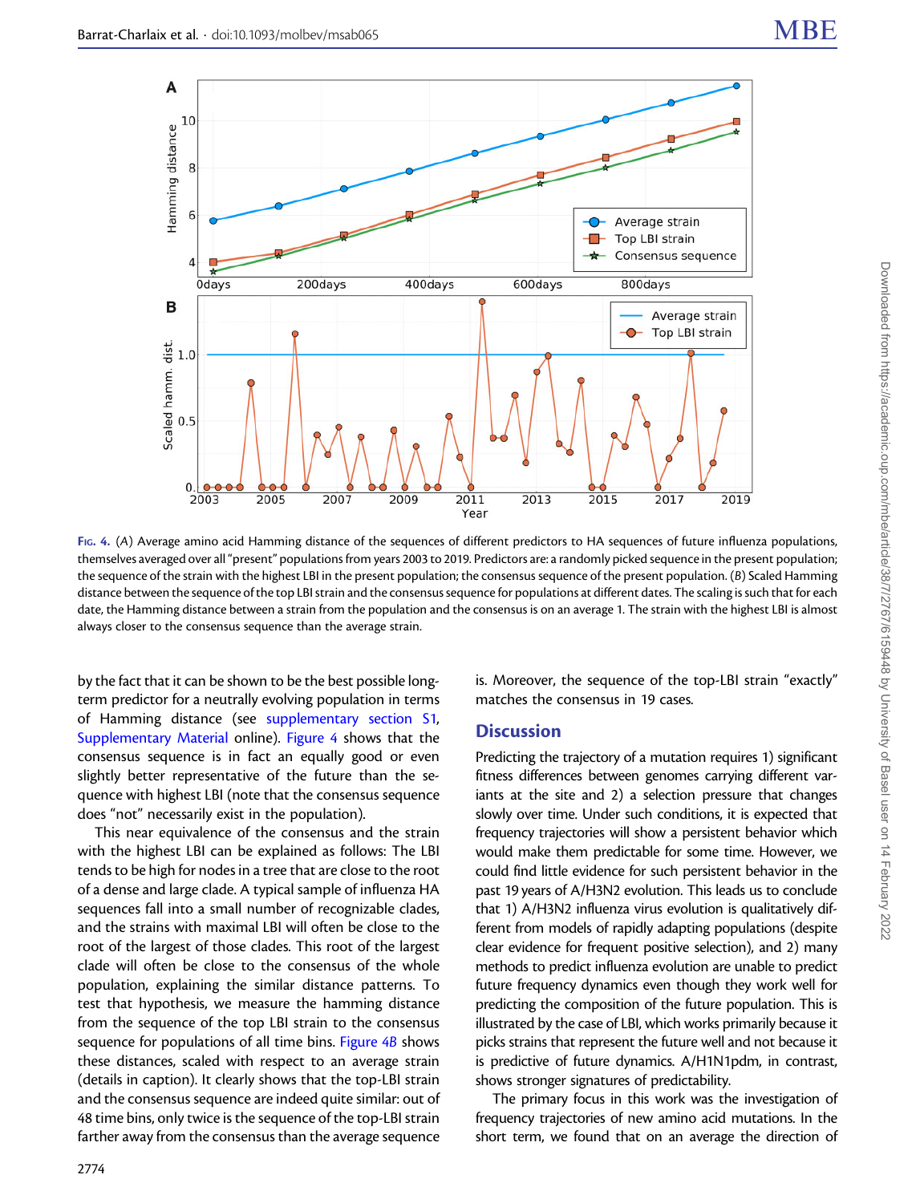A

Hamming distance

10
8
6
4

0days
200days
400days
600days
800days

Average strain
Top LBI strain
Consensus sequence

B

Scaled hamm. dist.

1.0
0.5
0.

2003
2005
2007
2009
2011
2013
2015
2017
2019

Year

Average strain
Top LBI strain

Fig. 4. (A) Average amino acid Hamming distance of the sequences of different predictors to HA sequences of future influenza populations, themselves averaged over all "present" populations from years 2003 to 2019. Predictors are: a randomly picked sequence in the present population; the sequence of the strain with the highest LBI in the present population; the consensus sequence of the present population. (B) Scaled Hamming distance between the sequence of the top LBI strain and the consensus sequence for populations at different dates. The scaling is such that for each date, the Hamming distance between a strain from the population and the consensus is on an average 1. The strain with the highest LBI is almost always closer to the consensus sequence than the average strain.

by the fact that it can be shown to be the best possible long-term predictor for a neutrally evolving population in terms of Hamming distance (see supplementary section S1, Supplementary Material online). Figure 4 shows that the consensus sequence is in fact an equally good or even slightly better representative of the future than the sequence with highest LBI (note that the consensus sequence does "not" necessarily exist in the population).

This near equivalence of the consensus and the strain with the highest LBI can be explained as follows: The LBI tends to be high for nodes in a tree that are close to the root of a dense and large clade. A typical sample of influenza HA sequences fall into a small number of recognizable clades, and the strains with maximal LBI will often be close to the root of the largest of those clades. This root of the largest clade will often be close to the consensus of the whole population, explaining the similar distance patterns. To test that hypothesis, we measure the hamming distance from the sequence of the top LBI strain to the consensus sequence for populations of all time bins. Figure 4B shows these distances, scaled with respect to an average strain (details in caption). It clearly shows that the top-LBI strain and the consensus sequence are indeed quite similar: out of 48 time bins, only twice is the sequence of the top-LBI strain farther away from the consensus than the average sequence is. Moreover, the sequence of the top-LBI strain "exactly" matches the consensus in 19 cases.

## Discussion

Predicting the trajectory of a mutation requires 1) significant fitness differences between genomes carrying different variants at the site and 2) a selection pressure that changes slowly over time. Under such conditions, it is expected that frequency trajectories will show a persistent behavior which would make them predictable for some time. However, we could find little evidence for such persistent behavior in the past 19 years of A/H3N2 evolution. This leads us to conclude that 1) A/H3N2 influenza virus evolution is qualitatively different from models of rapidly adapting populations (despite clear evidence for frequent positive selection), and 2) many methods to predict influenza evolution are unable to predict future frequency dynamics even though they work well for predicting the composition of the future population. This is illustrated by the case of LBI, which works primarily because it picks strains that represent the future well and not because it is predictive of future dynamics. A/H1N1pdm, in contrast, shows stronger signatures of predictability.

The primary focus in this work was the investigation of frequency trajectories of new amino acid mutations. In the short term, we found that on an average the direction of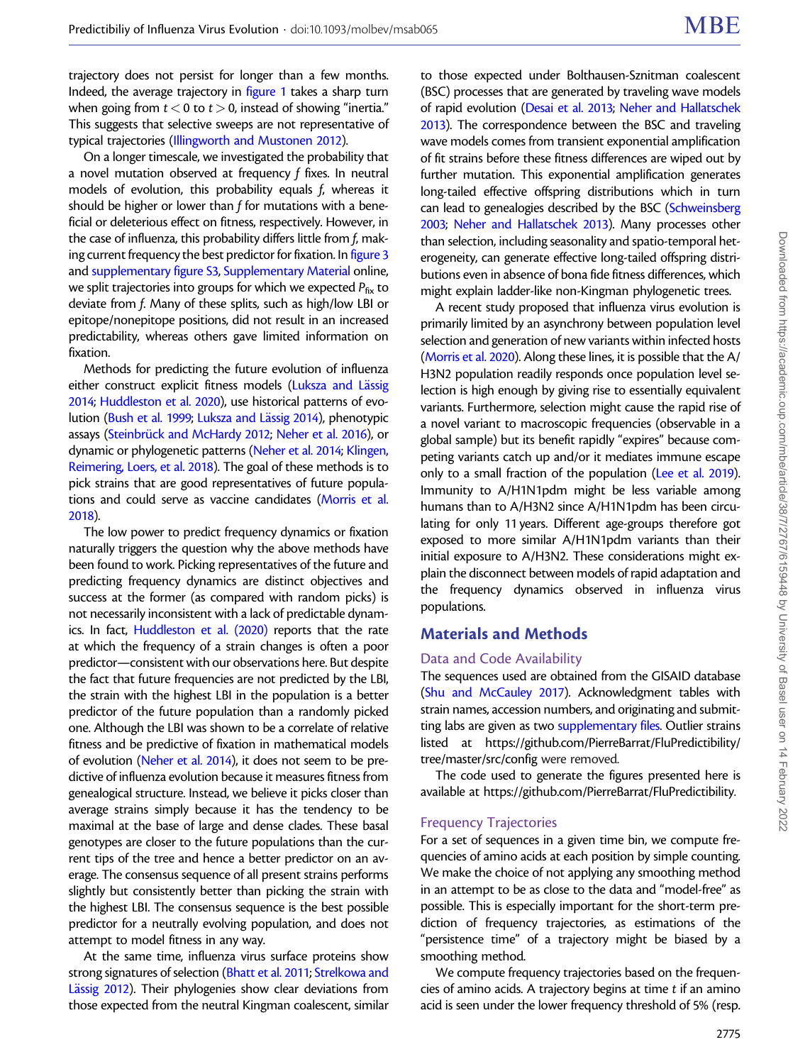trajectory does not persist for longer than a few months. Indeed, the average trajectory in figure 1 takes a sharp turn when going from $t < 0$ to $t > 0$, instead of showing "inertia." This suggests that selective sweeps are not representative of typical trajectories (Illingworth and Mustonen 2012).

On a longer timescale, we investigated the probability that a novel mutation observed at frequency $f$ fixes. In neutral models of evolution, this probability equals $f$, whereas it should be higher or lower than $f$ for mutations with a beneficial or deleterious effect on fitness, respectively. However, in the case of influenza, this probability differs little from $f$, making current frequency the best predictor for fixation. In figure 3 and supplementary figure S3, Supplementary Material online, we split trajectories into groups for which we expected $P_{\text{fix}}$ to deviate from $f$. Many of these splits, such as high/low LBI or epitope/nonepitope positions, did not result in an increased predictability, whereas others gave limited information on fixation.

Methods for predicting the future evolution of influenza either construct explicit fitness models (Łuksza and Lässig 2014; Huddleston et al. 2020), use historical patterns of evolution (Bush et al. 1999; Łuksza and Lässig 2014), phenotypic assays (Steinbrück and McHardy 2012; Neher et al. 2016), or dynamic or phylogenetic patterns (Neher et al. 2014; Klingen, Reimering, Loers, et al. 2018). The goal of these methods is to pick strains that are good representatives of future populations and could serve as vaccine candidates (Morris et al. 2018).

The low power to predict frequency dynamics or fixation naturally triggers the question why the above methods have been found to work. Picking representatives of the future and predicting frequency dynamics are distinct objectives and success at the former (as compared with random picks) is not necessarily inconsistent with a lack of predictable dynamics. In fact, Huddleston et al. (2020) reports that the rate at which the frequency of a strain changes is often a poor predictor—consistent with our observations here. But despite the fact that future frequencies are not predicted by the LBI, the strain with the highest LBI in the population is a better predictor of the future population than a randomly picked one. Although the LBI was shown to be a correlate of relative fitness and be predictive of fixation in mathematical models of evolution (Neher et al. 2014), it does not seem to be predictive of influenza evolution because it measures fitness from genealogical structure. Instead, we believe it picks closer than average strains simply because it has the tendency to be maximal at the base of large and dense clades. These basal genotypes are closer to the future populations than the current tips of the tree and hence a better predictor on an average. The consensus sequence of all present strains performs slightly but consistently better than picking the strain with the highest LBI. The consensus sequence is the best possible predictor for a neutrally evolving population, and does not attempt to model fitness in any way.

At the same time, influenza virus surface proteins show strong signatures of selection (Bhatt et al. 2011; Strelkowa and Lässig 2012). Their phylogenies show clear deviations from those expected from the neutral Kingman coalescent, similar to those expected under Bolthausen-Sznitman coalescent (BSC) processes that are generated by traveling wave models of rapid evolution (Desai et al. 2013; Neher and Hallatschek 2013). The correspondence between the BSC and traveling wave models comes from transient exponential amplification of fit strains before these fitness differences are wiped out by further mutation. This exponential amplification generates long-tailed effective offspring distributions which in turn can lead to genealogies described by the BSC (Schweinsberg 2003; Neher and Hallatschek 2013). Many processes other than selection, including seasonality and spatio-temporal heterogeneity, can generate effective long-tailed offspring distributions even in absence of bona fide fitness differences, which might explain ladder-like non-Kingman phylogenetic trees.

A recent study proposed that influenza virus evolution is primarily limited by an asynchrony between population level selection and generation of new variants within infected hosts (Morris et al. 2020). Along these lines, it is possible that the A/H3N2 population readily responds once population level selection is high enough by giving rise to essentially equivalent variants. Furthermore, selection might cause the rapid rise of a novel variant to macroscopic frequencies (observable in a global sample) but its benefit rapidly "expires" because competing variants catch up and/or it mediates immune escape only to a small fraction of the population (Lee et al. 2019). Immunity to A/H1N1pdm might be less variable among humans than to A/H3N2 since A/H1N1pdm has been circulating for only 11 years. Different age-groups therefore got exposed to more similar A/H1N1pdm variants than their initial exposure to A/H3N2. These considerations might explain the disconnect between models of rapid adaptation and the frequency dynamics observed in influenza virus populations.

## Materials and Methods

### Data and Code Availability

The sequences used are obtained from the GISAID database (Shu and McCauley 2017). Acknowledgment tables with strain names, accession numbers, and originating and submitting labs are given as two supplementary files. Outlier strains listed at https://github.com/PierreBarrat/FluPredictibility/tree/master/src/config were removed.

The code used to generate the figures presented here is available at https://github.com/PierreBarrat/FluPredictibility.

### Frequency Trajectories

For a set of sequences in a given time bin, we compute frequencies of amino acids at each position by simple counting. We make the choice of not applying any smoothing method in an attempt to be as close to the data and "model-free" as possible. This is especially important for the short-term prediction of frequency trajectories, as estimations of the "persistence time" of a trajectory might be biased by a smoothing method.

We compute frequency trajectories based on the frequencies of amino acids. A trajectory begins at time $t$ if an amino acid is seen under the lower frequency threshold of 5% (resp.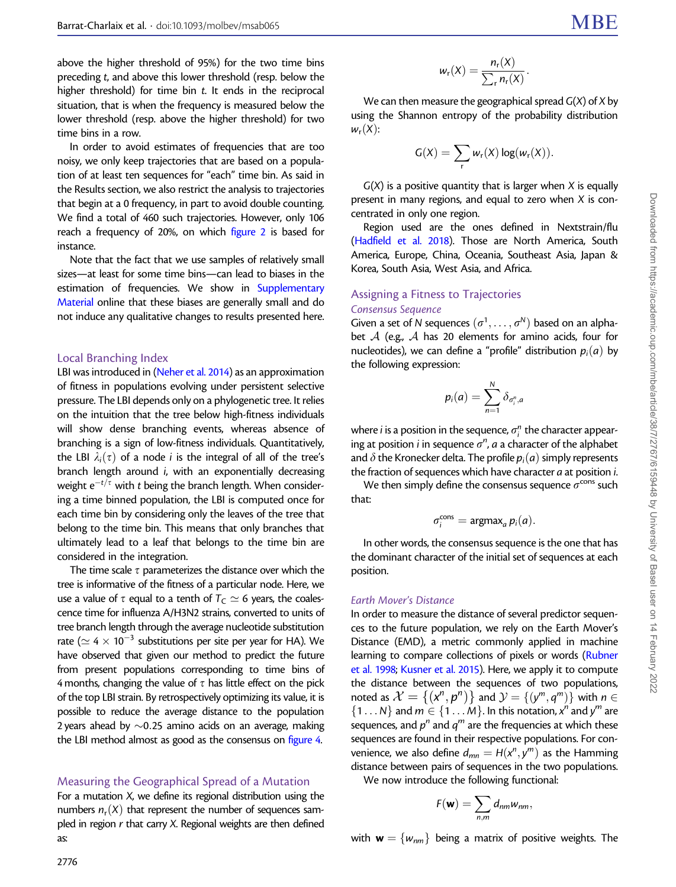above the higher threshold of 95%) for the two time bins preceding $t$, and above this lower threshold (resp. below the higher threshold) for time bin $t$. It ends in the reciprocal situation, that is when the frequency is measured below the lower threshold (resp. above the higher threshold) for two time bins in a row.

In order to avoid estimates of frequencies that are too noisy, we only keep trajectories that are based on a population of at least ten sequences for "each" time bin. As said in the Results section, we also restrict the analysis to trajectories that begin at a 0 frequency, in part to avoid double counting. We find a total of 460 such trajectories. However, only 106 reach a frequency of 20%, on which figure 2 is based for instance.

Note that the fact that we use samples of relatively small sizes—at least for some time bins—can lead to biases in the estimation of frequencies. We show in Supplementary Material online that these biases are generally small and do not induce any qualitative changes to results presented here.

## Local Branching Index

LBI was introduced in (Neher et al. 2014) as an approximation of fitness in populations evolving under persistent selective pressure. The LBI depends only on a phylogenetic tree. It relies on the intuition that the tree below high-fitness individuals will show dense branching events, whereas absence of branching is a sign of low-fitness individuals. Quantitatively, the LBI $\lambda_i(\tau)$ of a node $i$ is the integral of all of the tree's branch length around $i$, with an exponentially decreasing weight $e^{-t/\tau}$ with $t$ being the branch length. When considering a time binned population, the LBI is computed once for each time bin by considering only the leaves of the tree that belong to the time bin. This means that only branches that ultimately lead to a leaf that belongs to the time bin are considered in the integration.

The time scale $\tau$ parameterizes the distance over which the tree is informative of the fitness of a particular node. Here, we use a value of $\tau$ equal to a tenth of $T_C \simeq 6$ years, the coalescence time for influenza A/H3N2 strains, converted to units of tree branch length through the average nucleotide substitution rate ($\simeq 4 \times 10^{-3}$ substitutions per site per year for HA). We have observed that given our method to predict the future from present populations corresponding to time bins of 4 months, changing the value of $\tau$ has little effect on the pick of the top LBI strain. By retrospectively optimizing its value, it is possible to reduce the average distance to the population 2 years ahead by ~0.25 amino acids on an average, making the LBI method almost as good as the consensus on figure 4.

## Measuring the Geographical Spread of a Mutation

For a mutation $X$, we define its regional distribution using the numbers $n_r(X)$ that represent the number of sequences sampled in region $r$ that carry $X$. Regional weights are then defined as:

$$w_r(X) = \frac{n_r(X)}{\sum_r n_r(X)}.$$

We can then measure the geographical spread $G(X)$ of $X$ by using the Shannon entropy of the probability distribution $w_r(X)$:

$$G(X) = \sum_r w_r(X) \log(w_r(X)).$$

$G(X)$ is a positive quantity that is larger when $X$ is equally present in many regions, and equal to zero when $X$ is concentrated in only one region.

Region used are the ones defined in Nextstrain/flu (Hadfield et al. 2018). Those are North America, South America, Europe, China, Oceania, Southeast Asia, Japan & Korea, South Asia, West Asia, and Africa.

## Assigning a Fitness to Trajectories

### *Consensus Sequence*

Given a set of $N$ sequences $(\sigma^1, \ldots, \sigma^N)$ based on an alphabet $\mathcal{A}$ (e.g., $\mathcal{A}$ has 20 elements for amino acids, four for nucleotides), we can define a "profile" distribution $p_i(a)$ by the following expression:

$$p_i(a) = \sum_{n=1}^{N} \delta_{\sigma_i^n, a}$$

where $i$ is a position in the sequence, $\sigma_i^n$ the character appearing at position $i$ in sequence $\sigma^n$, $a$ a character of the alphabet and $\delta$ the Kronecker delta. The profile $p_i(a)$ simply represents the fraction of sequences which have character $a$ at position $i$.

We then simply define the consensus sequence $\sigma^{\text{cons}}$ such that:

$$\sigma_i^{\text{cons}} = \text{argmax}_a \, p_i(a).$$

In other words, the consensus sequence is the one that has the dominant character of the initial set of sequences at each position.

### *Earth Mover's Distance*

In order to measure the distance of several predictor sequences to the future population, we rely on the Earth Mover's Distance (EMD), a metric commonly applied in machine learning to compare collections of pixels or words (Rubner et al. 1998; Kusner et al. 2015). Here, we apply it to compute the distance between the sequences of two populations, noted as $\mathcal{X} = \{(x^n, p^n)\}$ and $\mathcal{Y} = \{(y^m, q^m)\}$ with $n \in \{1 \ldots N\}$ and $m \in \{1 \ldots M\}$. In this notation, $x^n$ and $y^m$ are sequences, and $p^n$ and $q^m$ are the frequencies at which these sequences are found in their respective populations. For convenience, we also define $d_{nm} = H(x^n, y^m)$ as the Hamming distance between pairs of sequences in the two populations.

We now introduce the following functional:

$$F(\mathbf{w}) = \sum_{n,m} d_{nm} w_{nm},$$

with $\mathbf{w} = \{w_{nm}\}$ being a matrix of positive weights. The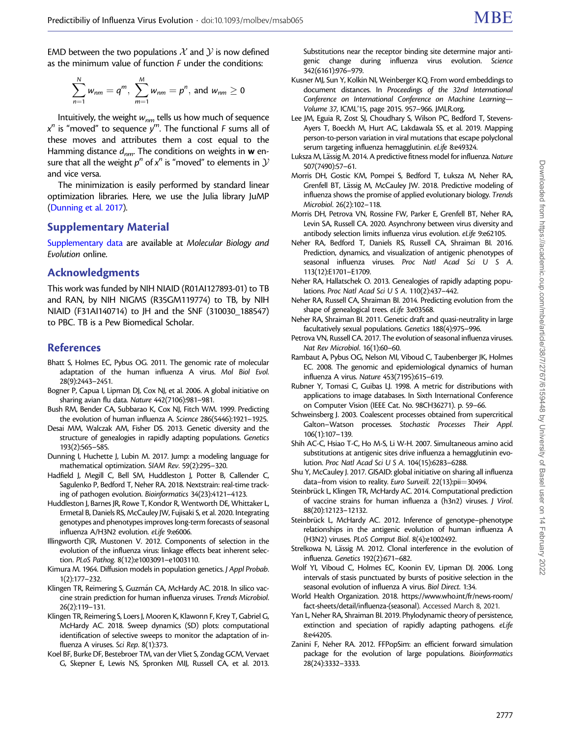EMD between the two populations $\mathcal{X}$ and $\mathcal{Y}$ is now defined as the minimum value of function $F$ under the conditions:

$$\sum_{n=1}^{N} w_{nm} = q^m, \; \sum_{m=1}^{M} w_{nm} = p^n, \text{ and } w_{nm} \geq 0$$

Intuitively, the weight $w_{nm}$ tells us how much of sequence $x^n$ is "moved" to sequence $y^m$. The functional $F$ sums all of these moves and attributes them a cost equal to the Hamming distance $d_{nm}$. The conditions on weights in **w** ensure that all the weight $p^n$ of $x^n$ is "moved" to elements in $\mathcal{Y}$ and vice versa.

The minimization is easily performed by standard linear optimization libraries. Here, we use the Julia library JuMP (Dunning et al. 2017).

## Supplementary Material

Supplementary data are available at *Molecular Biology and Evolution* online.

## Acknowledgments

This work was funded by NIH NIAID (R01AI127893-01) to TB and RAN, by NIH NIGMS (R35GM119774) to TB, by NIH NIAID (F31AI140714) to JH and the SNF (310030_188547) to PBC. TB is a Pew Biomedical Scholar.

## References

Bhatt S, Holmes EC, Pybus OG. 2011. The genomic rate of molecular adaptation of the human influenza A virus. *Mol Biol Evol.* 28(9):2443–2451.

Bogner P, Capua I, Lipman DJ, Cox NJ, et al. 2006. A global initiative on sharing avian flu data. *Nature* 442(7106):981–981.

Bush RM, Bender CA, Subbarao K, Cox NJ, Fitch WM. 1999. Predicting the evolution of human influenza A. *Science* 286(5446):1921–1925.

Desai MM, Walczak AM, Fisher DS. 2013. Genetic diversity and the structure of genealogies in rapidly adapting populations. *Genetics* 193(2):565–585.

Dunning I, Huchette J, Lubin M. 2017. Jump: a modeling language for mathematical optimization. *SIAM Rev.* 59(2):295–320.

Hadfield J, Megill C, Bell SM, Huddleston J, Potter B, Callender C, Sagulenko P, Bedford T, Neher RA. 2018. Nextstrain: real-time tracking of pathogen evolution. *Bioinformatics* 34(23):4121–4123.

Huddleston J, Barnes JR, Rowe T, Kondor R, Wentworth DE, Whittaker L, Ermetal B, Daniels RS, McCauley JW, Fujisaki S, et al. 2020. Integrating genotypes and phenotypes improves long-term forecasts of seasonal influenza A/H3N2 evolution. *eLife* 9:e6006.

Illingworth CJR, Mustonen V. 2012. Components of selection in the evolution of the influenza virus: linkage effects beat inherent selection. *PLoS Pathog.* 8(12):e1003091–e1003110.

Kimura M. 1964. Diffusion models in population genetics. *J Appl Probab.* 1(2):177–232.

Klingen TR, Reimering S, Guzmán CA, McHardy AC. 2018. In silico vaccine strain prediction for human influenza viruses. *Trends Microbiol.* 26(2):119–131.

Klingen TR, Reimering S, Loers J, Mooren K, Klawonn F, Krey T, Gabriel G, McHardy AC. 2018. Sweep dynamics (SD) plots: computational identification of selective sweeps to monitor the adaptation of influenza A viruses. *Sci Rep.* 8(1):373.

Koel BF, Burke DF, Bestebroer TM, van der Vliet S, Zondag GCM, Vervaet G, Skepner E, Lewis NS, Spronken MIJ, Russell CA, et al. 2013. Substitutions near the receptor binding site determine major antigenic change during influenza virus evolution. *Science* 342(6161):976–979.

Kusner MJ, Sun Y, Kolkin NI, Weinberger KQ. From word embeddings to document distances. In *Proceedings of the 32nd International Conference on International Conference on Machine Learning—Volume 37*, ICML'15, page 2015. 957–966. JMLR.org,

Lee JM, Eguia R, Zost SJ, Choudhary S, Wilson PC, Bedford T, Stevens-Ayers T, Boeckh M, Hurt AC, Lakdawala SS, et al. 2019. Mapping person-to-person variation in viral mutations that escape polyclonal serum targeting influenza hemagglutinin. *eLife* 8:e49324.

Luksza M, Lässig M. 2014. A predictive fitness model for influenza. *Nature* 507(7490):57–61.

Morris DH, Gostic KM, Pompei S, Bedford T, Łuksza M, Neher RA, Grenfell BT, Lässig M, McCauley JW. 2018. Predictive modeling of influenza shows the promise of applied evolutionary biology. *Trends Microbiol.* 26(2):102–118.

Morris DH, Petrova VN, Rossine FW, Parker E, Grenfell BT, Neher RA, Levin SA, Russell CA. 2020. Asynchrony between virus diversity and antibody selection limits influenza virus evolution. *eLife* 9:e62105.

Neher RA, Bedford T, Daniels RS, Russell CA, Shraiman BI. 2016. Prediction, dynamics, and visualization of antigenic phenotypes of seasonal influenza viruses. *Proc Natl Acad Sci U S A.* 113(12):E1701–E1709.

Neher RA, Hallatschek O. 2013. Genealogies of rapidly adapting populations. *Proc Natl Acad Sci U S A.* 110(2):437–442.

Neher RA, Russell CA, Shraiman BI. 2014. Predicting evolution from the shape of genealogical trees. *eLife* 3:e03568.

Neher RA, Shraiman BI. 2011. Genetic draft and quasi-neutrality in large facultatively sexual populations. *Genetics* 188(4):975–996.

Petrova VN, Russell CA. 2017. The evolution of seasonal influenza viruses. *Nat Rev Microbiol.* 16(1):60–60.

Rambaut A, Pybus OG, Nelson MI, Viboud C, Taubenberger JK, Holmes EC. 2008. The genomic and epidemiological dynamics of human influenza A virus. *Nature* 453(7195):615–619.

Rubner Y, Tomasi C, Guibas LJ. 1998. A metric for distributions with applications to image databases. In Sixth International Conference on Computer Vision (IEEE Cat. No. 98CH36271). p. 59–66.

Schweinsberg J. 2003. Coalescent processes obtained from supercritical Galton–Watson processes. *Stochastic Processes Their Appl.* 106(1):107–139.

Shih AC-C, Hsiao T-C, Ho M-S, Li W-H. 2007. Simultaneous amino acid substitutions at antigenic sites drive influenza a hemagglutinin evolution. *Proc Natl Acad Sci U S A.* 104(15):6283–6288.

Shu Y, McCauley J. 2017. GISAID: global initiative on sharing all influenza data–from vision to reality. *Euro Surveill.* 22(13):pii=30494.

Steinbrück L, Klingen TR, McHardy AC. 2014. Computational prediction of vaccine strains for human influenza a (h3n2) viruses. *J Virol.* 88(20):12123–12132.

Steinbrück L, McHardy AC. 2012. Inference of genotype–phenotype relationships in the antigenic evolution of human influenza A (H3N2) viruses. *PLoS Comput Biol.* 8(4):e1002492.

Strelkowa N, Lässig M. 2012. Clonal interference in the evolution of influenza. *Genetics* 192(2):671–682.

Wolf YI, Viboud C, Holmes EC, Koonin EV, Lipman DJ. 2006. Long intervals of stasis punctuated by bursts of positive selection in the seasonal evolution of influenza A virus. *Biol Direct.* 1:34.

World Health Organization. 2018. https://www.who.int/fr/news-room/fact-sheets/detail/influenza-(seasonal). Accessed March 8, 2021.

Yan L, Neher RA, Shraiman BI. 2019. Phylodynamic theory of persistence, extinction and speciation of rapidly adapting pathogens. *eLife* 8:e44205.

Zanini F, Neher RA. 2012. FFPopSim: an efficient forward simulation package for the evolution of large populations. *Bioinformatics* 28(24):3332–3333.